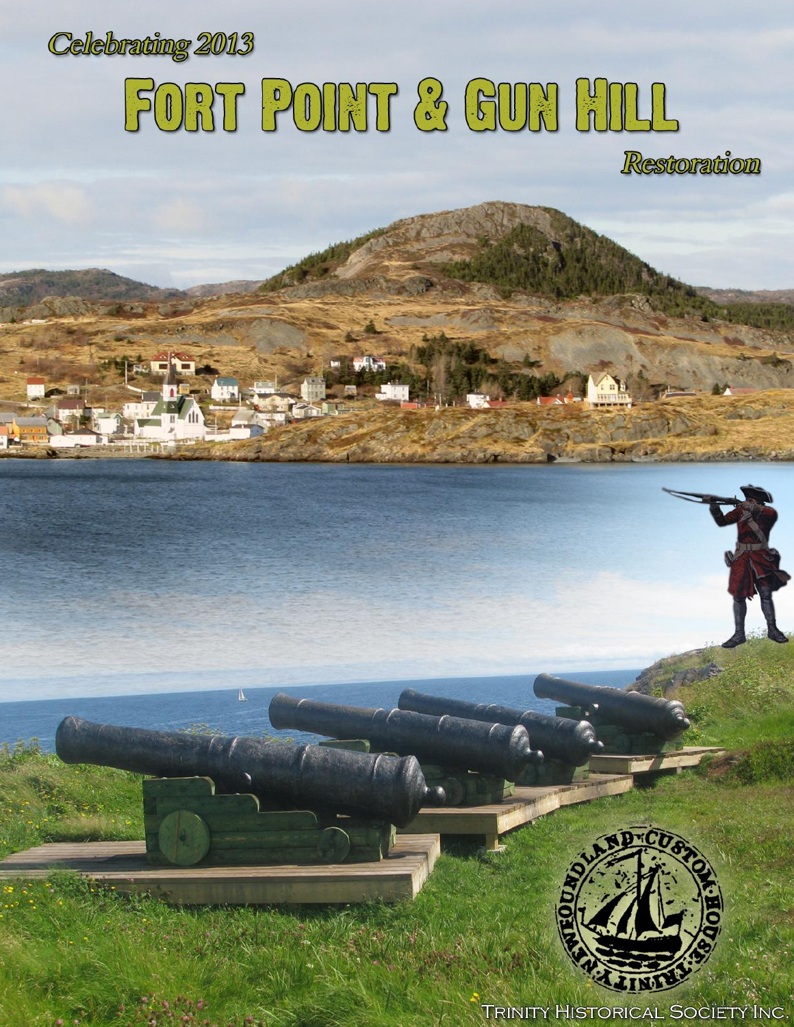*Celebrating 2013*

# Fort Point & Gun Hill

*Restoration*

Trinity Historical Society Inc.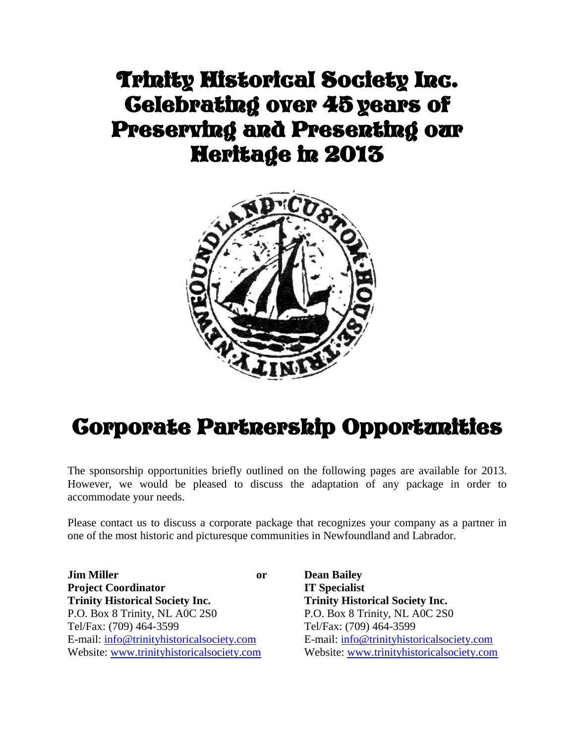# Trinity Historical Society Inc. Celebrating over 45 years of Preserving and Presenting our Heritage in 2013

# Corporate Partnership Opportunities

The sponsorship opportunities briefly outlined on the following pages are available for 2013. However, we would be pleased to discuss the adaptation of any package in order to accommodate your needs.

Please contact us to discuss a corporate package that recognizes your company as a partner in one of the most historic and picturesque communities in Newfoundland and Labrador.

**Jim Miller**
**Project Coordinator**
**Trinity Historical Society Inc.**
P.O. Box 8 Trinity, NL A0C 2S0
Tel/Fax: (709) 464-3599
E-mail: info@trinityhistoricalsociety.com
Website: www.trinityhistoricalsociety.com

**or**

**Dean Bailey**
**IT Specialist**
**Trinity Historical Society Inc.**
P.O. Box 8 Trinity, NL A0C 2S0
Tel/Fax: (709) 464-3599
E-mail: info@trinityhistoricalsociety.com
Website: www.trinityhistoricalsociety.com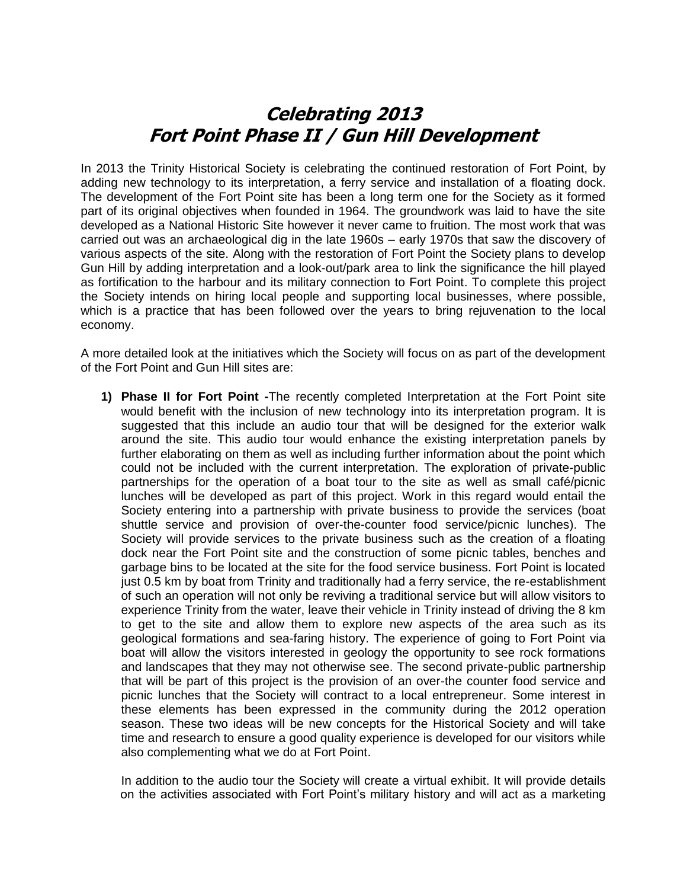# *Celebrating 2013*
# *Fort Point Phase II / Gun Hill Development*

In 2013 the Trinity Historical Society is celebrating the continued restoration of Fort Point, by adding new technology to its interpretation, a ferry service and installation of a floating dock. The development of the Fort Point site has been a long term one for the Society as it formed part of its original objectives when founded in 1964. The groundwork was laid to have the site developed as a National Historic Site however it never came to fruition. The most work that was carried out was an archaeological dig in the late 1960s – early 1970s that saw the discovery of various aspects of the site. Along with the restoration of Fort Point the Society plans to develop Gun Hill by adding interpretation and a look-out/park area to link the significance the hill played as fortification to the harbour and its military connection to Fort Point. To complete this project the Society intends on hiring local people and supporting local businesses, where possible, which is a practice that has been followed over the years to bring rejuvenation to the local economy.

A more detailed look at the initiatives which the Society will focus on as part of the development of the Fort Point and Gun Hill sites are:

1) **Phase II for Fort Point -**The recently completed Interpretation at the Fort Point site would benefit with the inclusion of new technology into its interpretation program. It is suggested that this include an audio tour that will be designed for the exterior walk around the site. This audio tour would enhance the existing interpretation panels by further elaborating on them as well as including further information about the point which could not be included with the current interpretation. The exploration of private-public partnerships for the operation of a boat tour to the site as well as small café/picnic lunches will be developed as part of this project. Work in this regard would entail the Society entering into a partnership with private business to provide the services (boat shuttle service and provision of over-the-counter food service/picnic lunches). The Society will provide services to the private business such as the creation of a floating dock near the Fort Point site and the construction of some picnic tables, benches and garbage bins to be located at the site for the food service business. Fort Point is located just 0.5 km by boat from Trinity and traditionally had a ferry service, the re-establishment of such an operation will not only be reviving a traditional service but will allow visitors to experience Trinity from the water, leave their vehicle in Trinity instead of driving the 8 km to get to the site and allow them to explore new aspects of the area such as its geological formations and sea-faring history. The experience of going to Fort Point via boat will allow the visitors interested in geology the opportunity to see rock formations and landscapes that they may not otherwise see. The second private-public partnership that will be part of this project is the provision of an over-the counter food service and picnic lunches that the Society will contract to a local entrepreneur. Some interest in these elements has been expressed in the community during the 2012 operation season. These two ideas will be new concepts for the Historical Society and will take time and research to ensure a good quality experience is developed for our visitors while also complementing what we do at Fort Point.

   In addition to the audio tour the Society will create a virtual exhibit. It will provide details on the activities associated with Fort Point's military history and will act as a marketing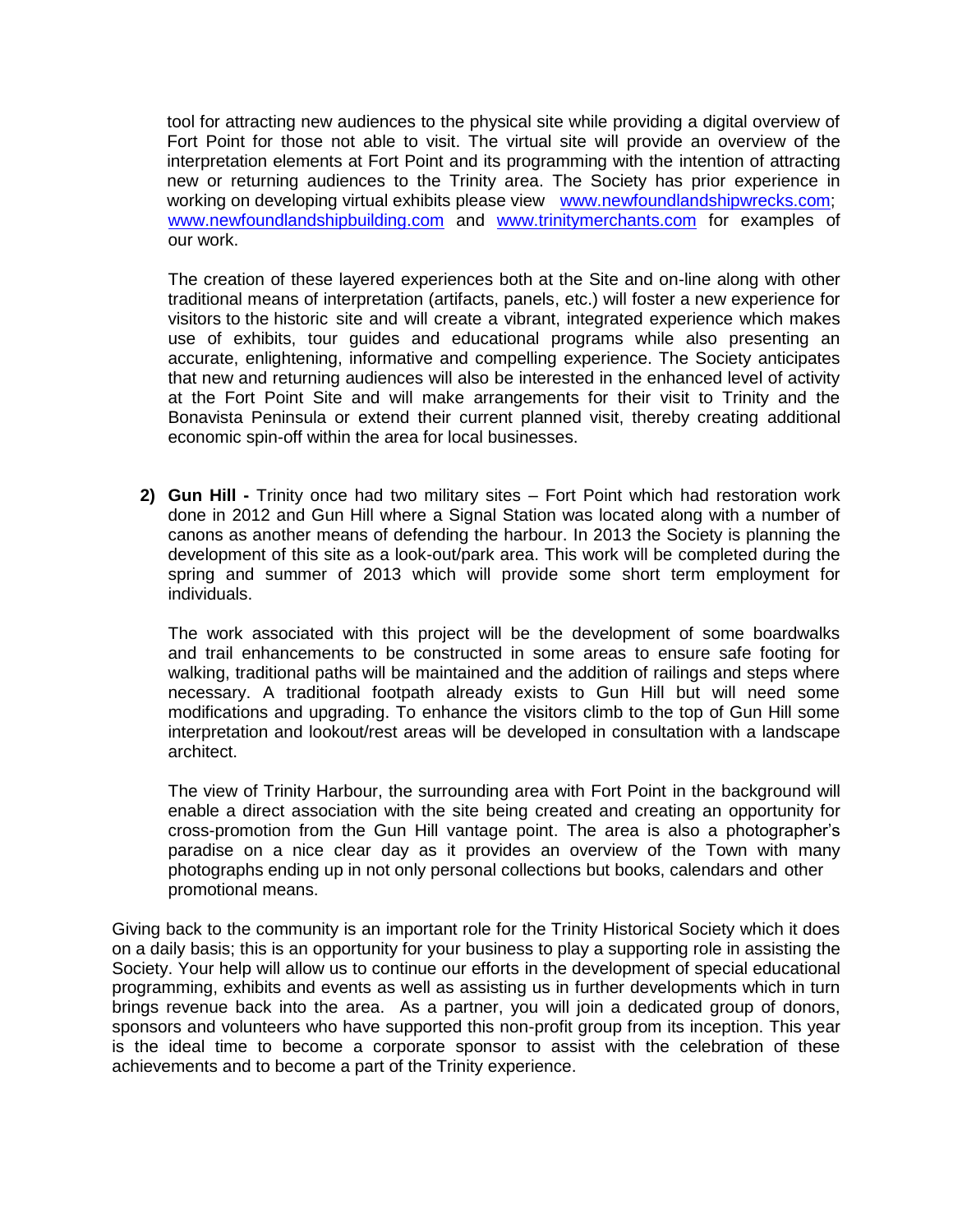tool for attracting new audiences to the physical site while providing a digital overview of Fort Point for those not able to visit. The virtual site will provide an overview of the interpretation elements at Fort Point and its programming with the intention of attracting new or returning audiences to the Trinity area. The Society has prior experience in working on developing virtual exhibits please view [www.newfoundlandshipwrecks.com](http://www.newfoundlandshipwrecks.com); [www.newfoundlandshipbuilding.com](http://www.newfoundlandshipbuilding.com) and [www.trinitymerchants.com](http://www.trinitymerchants.com) for examples of our work.

The creation of these layered experiences both at the Site and on-line along with other traditional means of interpretation (artifacts, panels, etc.) will foster a new experience for visitors to the historic site and will create a vibrant, integrated experience which makes use of exhibits, tour guides and educational programs while also presenting an accurate, enlightening, informative and compelling experience. The Society anticipates that new and returning audiences will also be interested in the enhanced level of activity at the Fort Point Site and will make arrangements for their visit to Trinity and the Bonavista Peninsula or extend their current planned visit, thereby creating additional economic spin-off within the area for local businesses.

2) **Gun Hill -** Trinity once had two military sites – Fort Point which had restoration work done in 2012 and Gun Hill where a Signal Station was located along with a number of canons as another means of defending the harbour. In 2013 the Society is planning the development of this site as a look-out/park area. This work will be completed during the spring and summer of 2013 which will provide some short term employment for individuals.

   The work associated with this project will be the development of some boardwalks and trail enhancements to be constructed in some areas to ensure safe footing for walking, traditional paths will be maintained and the addition of railings and steps where necessary. A traditional footpath already exists to Gun Hill but will need some modifications and upgrading. To enhance the visitors climb to the top of Gun Hill some interpretation and lookout/rest areas will be developed in consultation with a landscape architect.

   The view of Trinity Harbour, the surrounding area with Fort Point in the background will enable a direct association with the site being created and creating an opportunity for cross-promotion from the Gun Hill vantage point. The area is also a photographer's paradise on a nice clear day as it provides an overview of the Town with many photographs ending up in not only personal collections but books, calendars and other promotional means.

Giving back to the community is an important role for the Trinity Historical Society which it does on a daily basis; this is an opportunity for your business to play a supporting role in assisting the Society. Your help will allow us to continue our efforts in the development of special educational programming, exhibits and events as well as assisting us in further developments which in turn brings revenue back into the area. As a partner, you will join a dedicated group of donors, sponsors and volunteers who have supported this non-profit group from its inception. This year is the ideal time to become a corporate sponsor to assist with the celebration of these achievements and to become a part of the Trinity experience.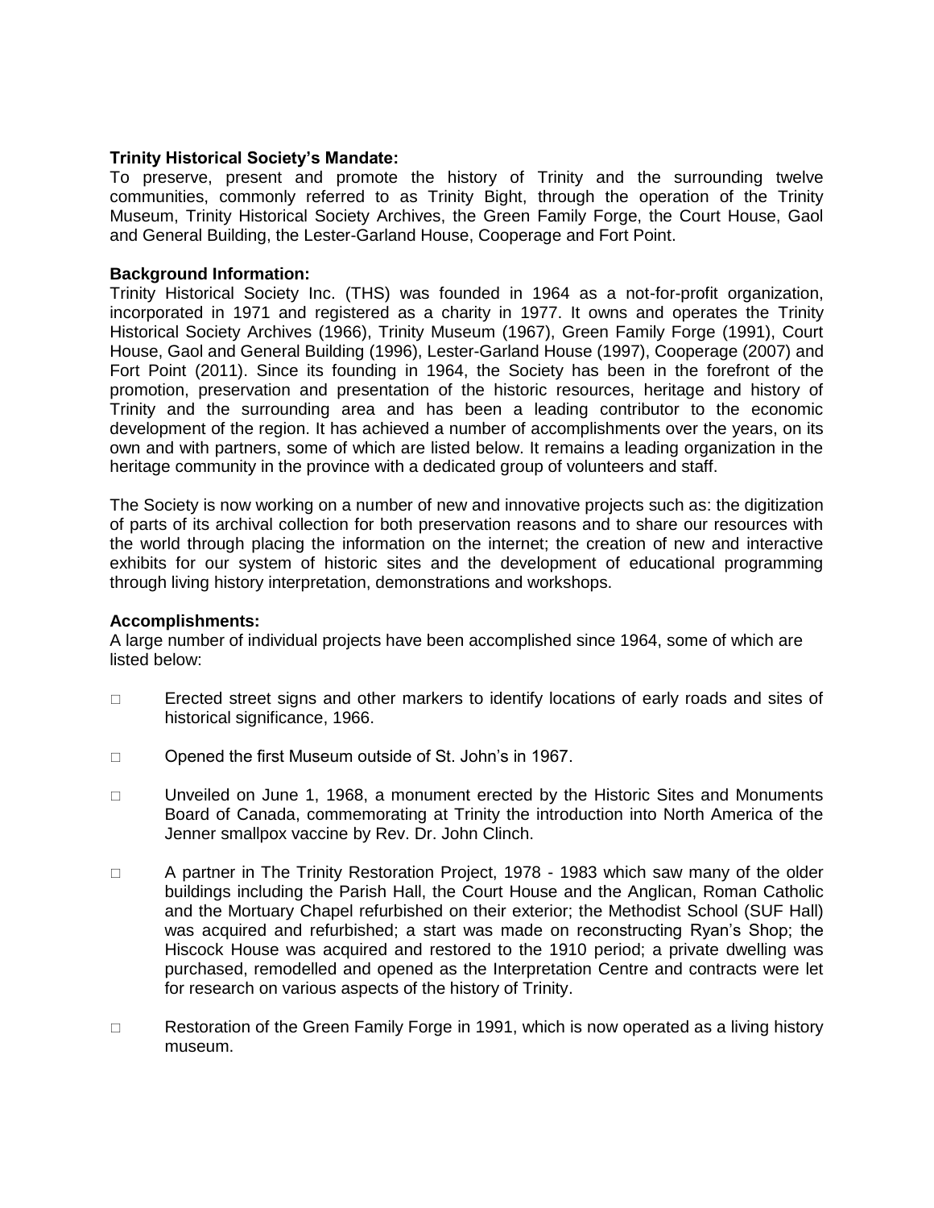**Trinity Historical Society's Mandate:**
To preserve, present and promote the history of Trinity and the surrounding twelve communities, commonly referred to as Trinity Bight, through the operation of the Trinity Museum, Trinity Historical Society Archives, the Green Family Forge, the Court House, Gaol and General Building, the Lester-Garland House, Cooperage and Fort Point.

**Background Information:**
Trinity Historical Society Inc. (THS) was founded in 1964 as a not-for-profit organization, incorporated in 1971 and registered as a charity in 1977. It owns and operates the Trinity Historical Society Archives (1966), Trinity Museum (1967), Green Family Forge (1991), Court House, Gaol and General Building (1996), Lester-Garland House (1997), Cooperage (2007) and Fort Point (2011). Since its founding in 1964, the Society has been in the forefront of the promotion, preservation and presentation of the historic resources, heritage and history of Trinity and the surrounding area and has been a leading contributor to the economic development of the region. It has achieved a number of accomplishments over the years, on its own and with partners, some of which are listed below. It remains a leading organization in the heritage community in the province with a dedicated group of volunteers and staff.

The Society is now working on a number of new and innovative projects such as: the digitization of parts of its archival collection for both preservation reasons and to share our resources with the world through placing the information on the internet; the creation of new and interactive exhibits for our system of historic sites and the development of educational programming through living history interpretation, demonstrations and workshops.

**Accomplishments:**
A large number of individual projects have been accomplished since 1964, some of which are listed below:

- Erected street signs and other markers to identify locations of early roads and sites of historical significance, 1966.
- Opened the first Museum outside of St. John's in 1967.
- Unveiled on June 1, 1968, a monument erected by the Historic Sites and Monuments Board of Canada, commemorating at Trinity the introduction into North America of the Jenner smallpox vaccine by Rev. Dr. John Clinch.
- A partner in The Trinity Restoration Project, 1978 - 1983 which saw many of the older buildings including the Parish Hall, the Court House and the Anglican, Roman Catholic and the Mortuary Chapel refurbished on their exterior; the Methodist School (SUF Hall) was acquired and refurbished; a start was made on reconstructing Ryan's Shop; the Hiscock House was acquired and restored to the 1910 period; a private dwelling was purchased, remodelled and opened as the Interpretation Centre and contracts were let for research on various aspects of the history of Trinity.
- Restoration of the Green Family Forge in 1991, which is now operated as a living history museum.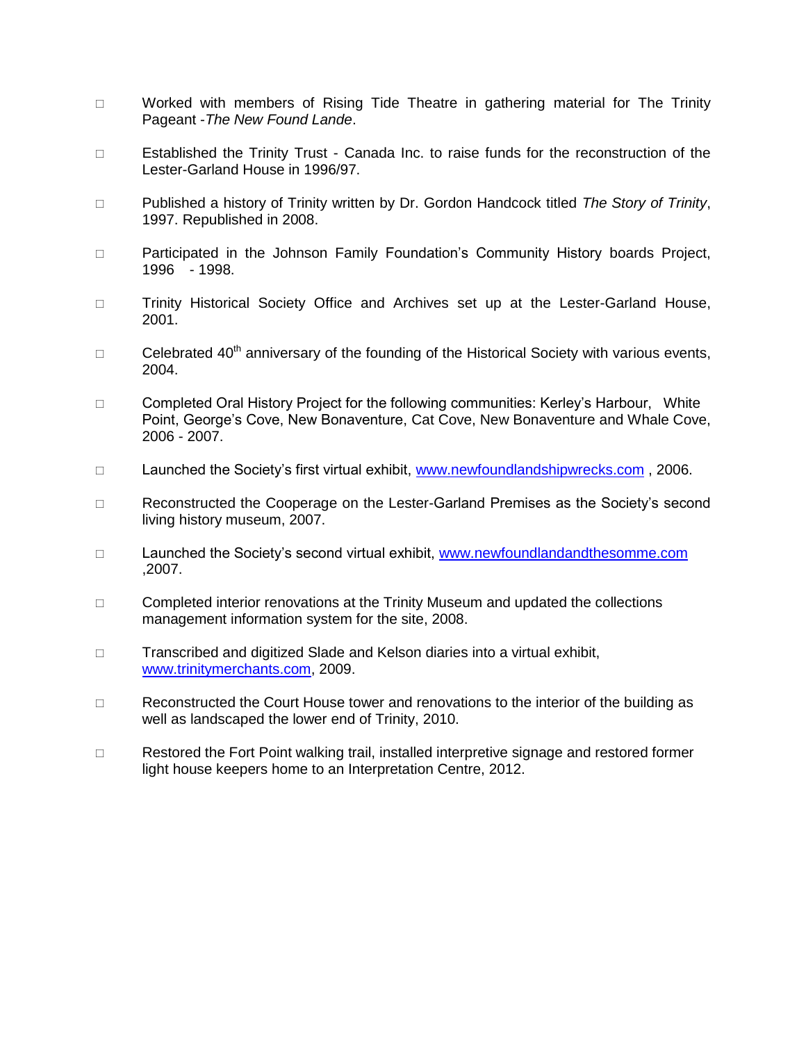- Worked with members of Rising Tide Theatre in gathering material for The Trinity Pageant -*The New Found Lande*.

- Established the Trinity Trust - Canada Inc. to raise funds for the reconstruction of the Lester-Garland House in 1996/97.

- Published a history of Trinity written by Dr. Gordon Handcock titled *The Story of Trinity*, 1997. Republished in 2008.

- Participated in the Johnson Family Foundation's Community History boards Project, 1996 - 1998.

- Trinity Historical Society Office and Archives set up at the Lester-Garland House, 2001.

- Celebrated 40th anniversary of the founding of the Historical Society with various events, 2004.

- Completed Oral History Project for the following communities: Kerley's Harbour, White Point, George's Cove, New Bonaventure, Cat Cove, New Bonaventure and Whale Cove, 2006 - 2007.

- Launched the Society's first virtual exhibit, [www.newfoundlandshipwrecks.com](http://www.newfoundlandshipwrecks.com) , 2006.

- Reconstructed the Cooperage on the Lester-Garland Premises as the Society's second living history museum, 2007.

- Launched the Society's second virtual exhibit, [www.newfoundlandandthesomme.com](http://www.newfoundlandandthesomme.com) ,2007.

- Completed interior renovations at the Trinity Museum and updated the collections management information system for the site, 2008.

- Transcribed and digitized Slade and Kelson diaries into a virtual exhibit, [www.trinitymerchants.com](http://www.trinitymerchants.com), 2009.

- Reconstructed the Court House tower and renovations to the interior of the building as well as landscaped the lower end of Trinity, 2010.

- Restored the Fort Point walking trail, installed interpretive signage and restored former light house keepers home to an Interpretation Centre, 2012.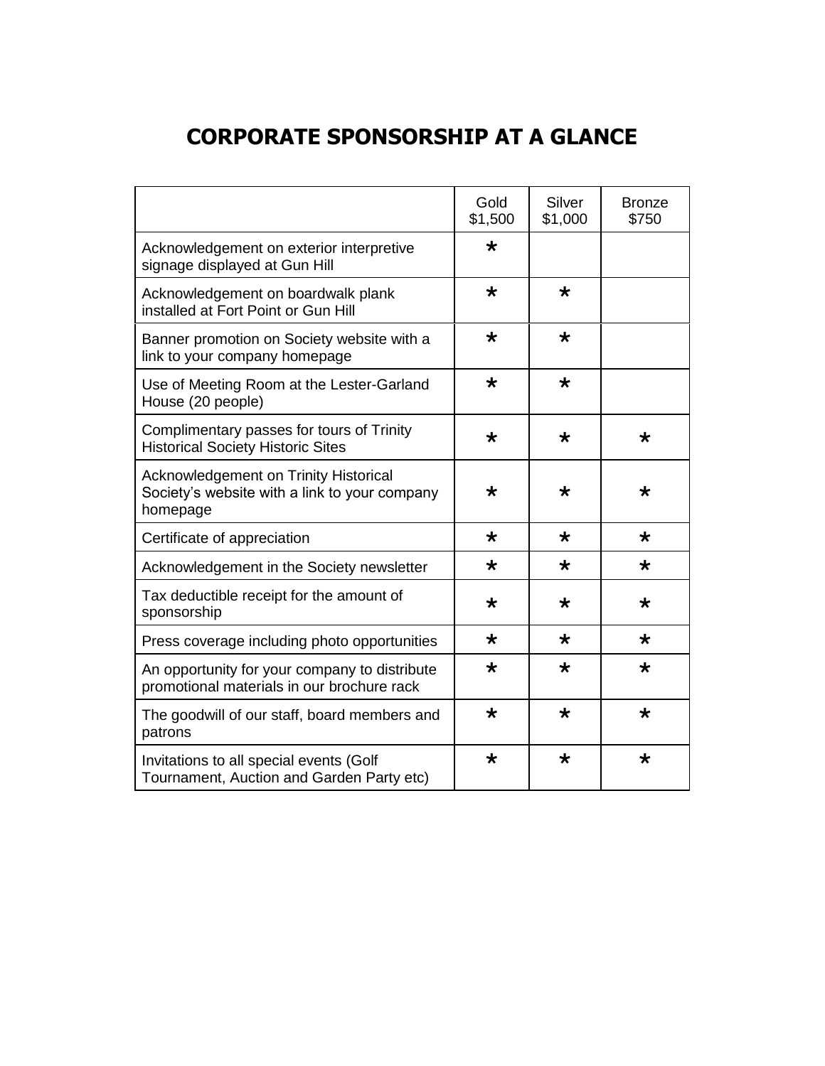# CORPORATE SPONSORSHIP AT A GLANCE

| | Gold $1,500 | Silver $1,000 | Bronze $750 |
|---|---|---|---|
| Acknowledgement on exterior interpretive signage displayed at Gun Hill | * | | |
| Acknowledgement on boardwalk plank installed at Fort Point or Gun Hill | * | * | |
| Banner promotion on Society website with a link to your company homepage | * | * | |
| Use of Meeting Room at the Lester-Garland House (20 people) | * | * | |
| Complimentary passes for tours of Trinity Historical Society Historic Sites | * | * | * |
| Acknowledgement on Trinity Historical Society's website with a link to your company homepage | * | * | * |
| Certificate of appreciation | * | * | * |
| Acknowledgement in the Society newsletter | * | * | * |
| Tax deductible receipt for the amount of sponsorship | * | * | * |
| Press coverage including photo opportunities | * | * | * |
| An opportunity for your company to distribute promotional materials in our brochure rack | * | * | * |
| The goodwill of our staff, board members and patrons | * | * | * |
| Invitations to all special events (Golf Tournament, Auction and Garden Party etc) | * | * | * |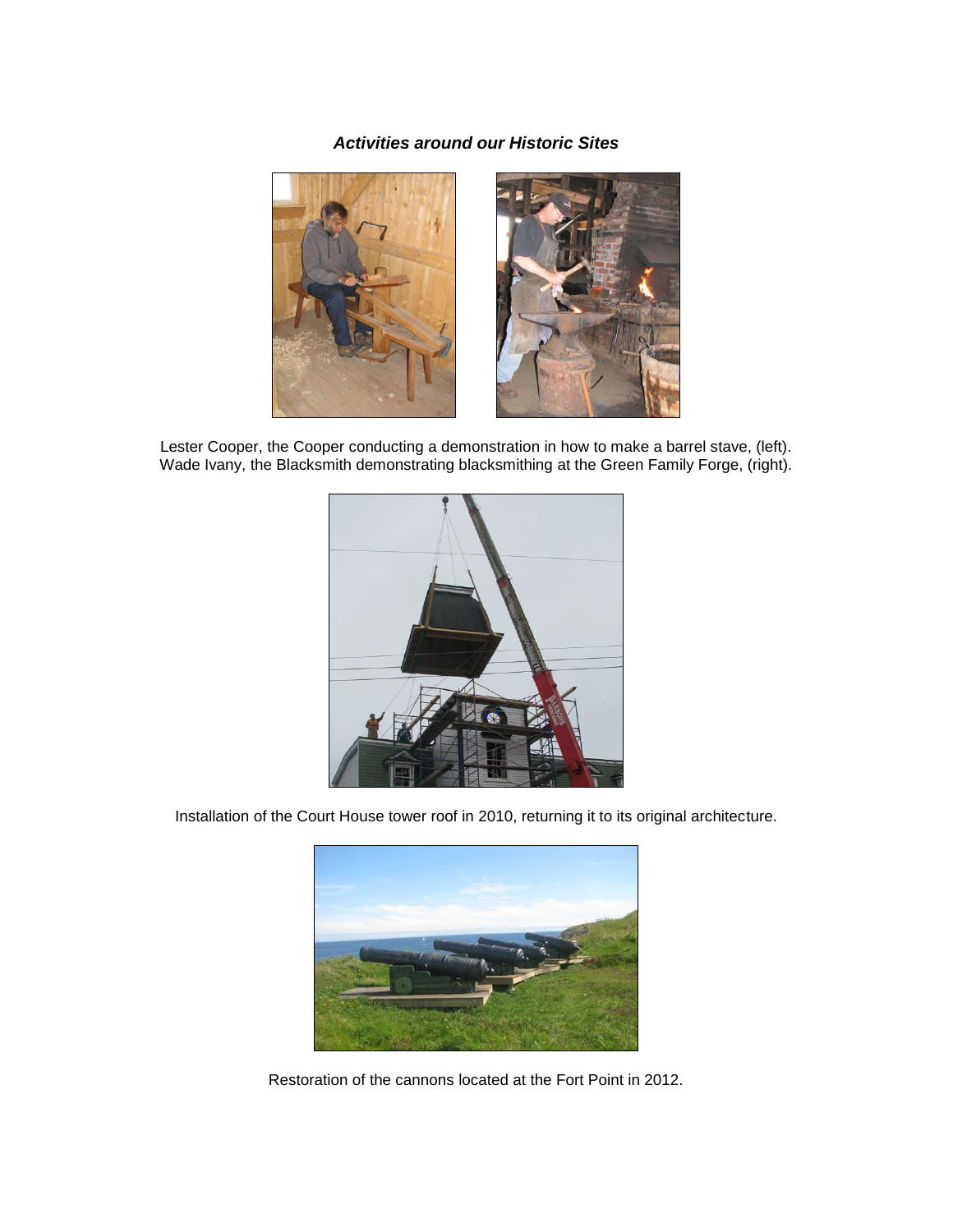***Activities around our Historic Sites***

Lester Cooper, the Cooper conducting a demonstration in how to make a barrel stave, (left).
Wade Ivany, the Blacksmith demonstrating blacksmithing at the Green Family Forge, (right).

Installation of the Court House tower roof in 2010, returning it to its original architecture.

Restoration of the cannons located at the Fort Point in 2012.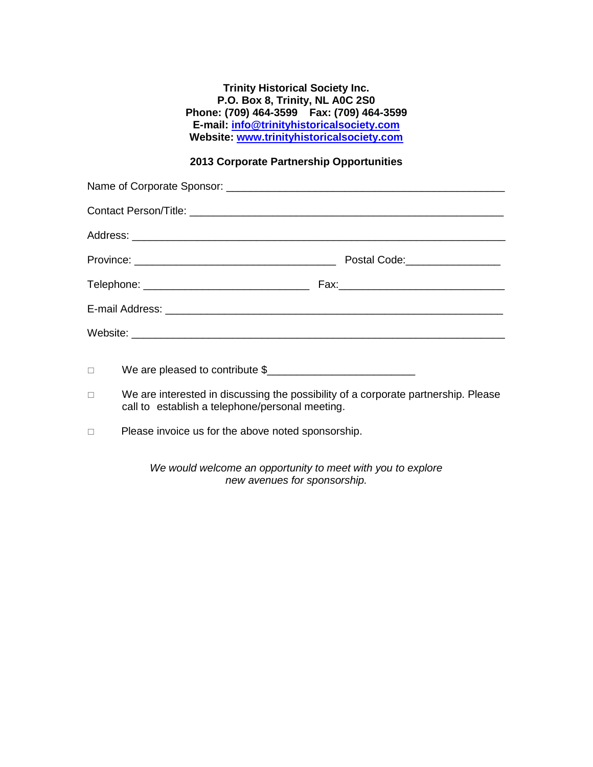**Trinity Historical Society Inc.**
**P.O. Box 8, Trinity, NL A0C 2S0**
**Phone: (709) 464-3599    Fax: (709) 464-3599**
**E-mail: info@trinityhistoricalsociety.com**
**Website: www.trinityhistoricalsociety.com**

**2013 Corporate Partnership Opportunities**

Name of Corporate Sponsor: ______________________________________________

Contact Person/Title: ____________________________________________________

Address: _____________________________________________________________

Province: _________________________________ Postal Code:_______________

Telephone: ____________________________ Fax:___________________________

E-mail Address: _________________________________________________________

Website: _____________________________________________________________

□ We are pleased to contribute $_______________________

□ We are interested in discussing the possibility of a corporate partnership. Please call to establish a telephone/personal meeting.

□ Please invoice us for the above noted sponsorship.

*We would welcome an opportunity to meet with you to explore new avenues for sponsorship.*